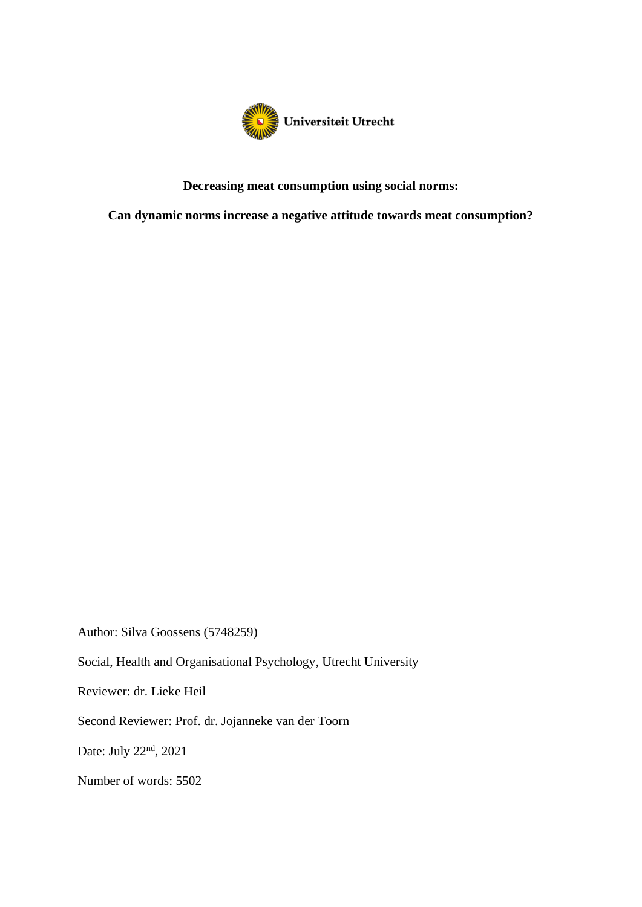Universiteit Utrecht

**Decreasing meat consumption using social norms:**

**Can dynamic norms increase a negative attitude towards meat consumption?**

Author: Silva Goossens (5748259)

Social, Health and Organisational Psychology, Utrecht University

Reviewer: dr. Lieke Heil

Second Reviewer: Prof. dr. Jojanneke van der Toorn

Date: July 22nd, 2021

Number of words: 5502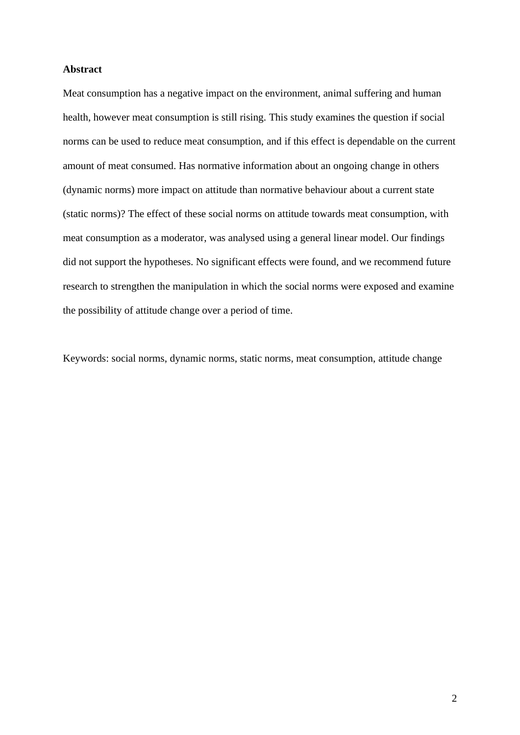**Abstract**

Meat consumption has a negative impact on the environment, animal suffering and human health, however meat consumption is still rising. This study examines the question if social norms can be used to reduce meat consumption, and if this effect is dependable on the current amount of meat consumed. Has normative information about an ongoing change in others (dynamic norms) more impact on attitude than normative behaviour about a current state (static norms)? The effect of these social norms on attitude towards meat consumption, with meat consumption as a moderator, was analysed using a general linear model. Our findings did not support the hypotheses. No significant effects were found, and we recommend future research to strengthen the manipulation in which the social norms were exposed and examine the possibility of attitude change over a period of time.

Keywords: social norms, dynamic norms, static norms, meat consumption, attitude change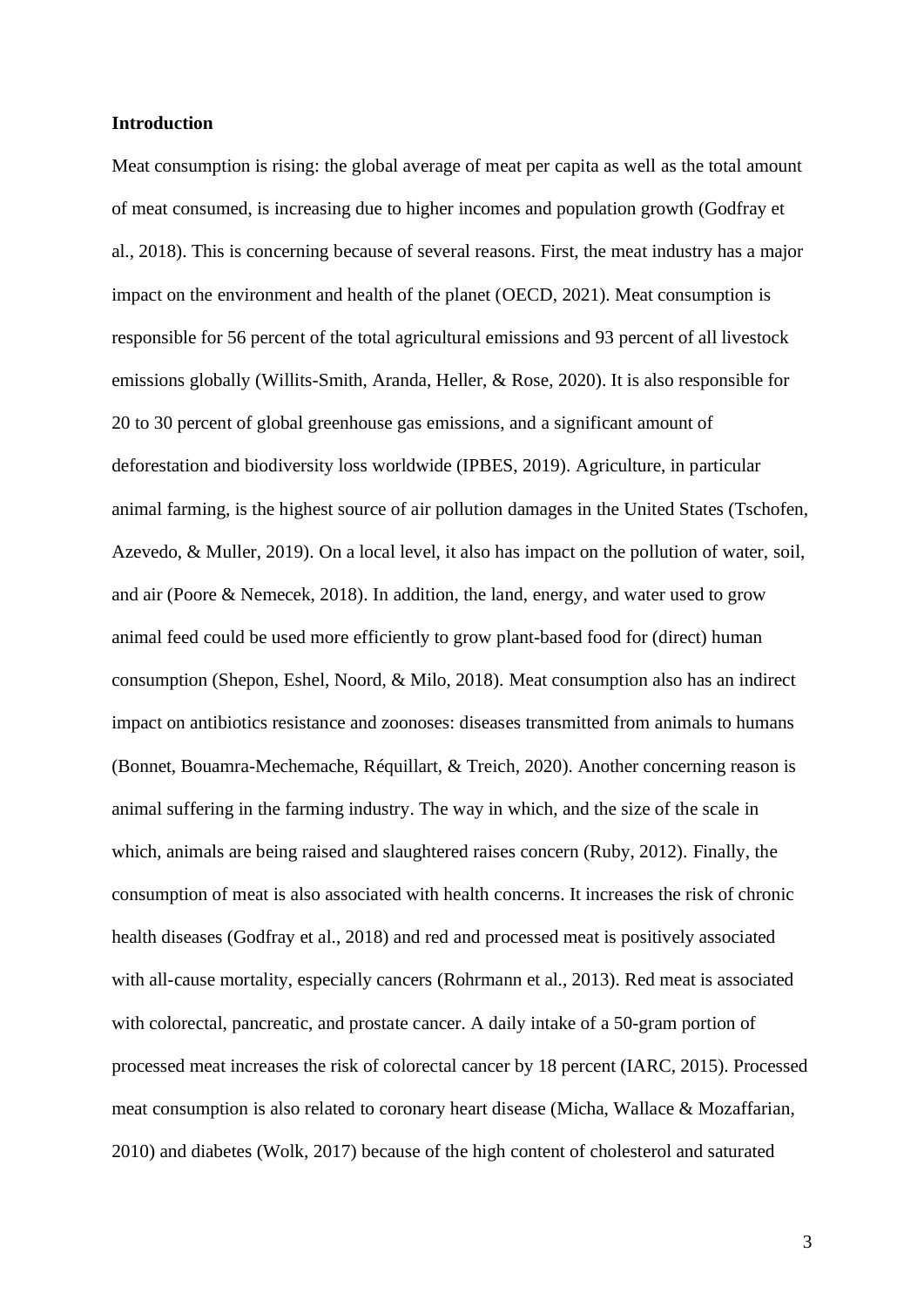**Introduction**

Meat consumption is rising: the global average of meat per capita as well as the total amount of meat consumed, is increasing due to higher incomes and population growth (Godfray et al., 2018). This is concerning because of several reasons. First, the meat industry has a major impact on the environment and health of the planet (OECD, 2021). Meat consumption is responsible for 56 percent of the total agricultural emissions and 93 percent of all livestock emissions globally (Willits-Smith, Aranda, Heller, & Rose, 2020). It is also responsible for 20 to 30 percent of global greenhouse gas emissions, and a significant amount of deforestation and biodiversity loss worldwide (IPBES, 2019). Agriculture, in particular animal farming, is the highest source of air pollution damages in the United States (Tschofen, Azevedo, & Muller, 2019). On a local level, it also has impact on the pollution of water, soil, and air (Poore & Nemecek, 2018). In addition, the land, energy, and water used to grow animal feed could be used more efficiently to grow plant-based food for (direct) human consumption (Shepon, Eshel, Noord, & Milo, 2018). Meat consumption also has an indirect impact on antibiotics resistance and zoonoses: diseases transmitted from animals to humans (Bonnet, Bouamra-Mechemache, Réquillart, & Treich, 2020). Another concerning reason is animal suffering in the farming industry. The way in which, and the size of the scale in which, animals are being raised and slaughtered raises concern (Ruby, 2012). Finally, the consumption of meat is also associated with health concerns. It increases the risk of chronic health diseases (Godfray et al., 2018) and red and processed meat is positively associated with all-cause mortality, especially cancers (Rohrmann et al., 2013). Red meat is associated with colorectal, pancreatic, and prostate cancer. A daily intake of a 50-gram portion of processed meat increases the risk of colorectal cancer by 18 percent (IARC, 2015). Processed meat consumption is also related to coronary heart disease (Micha, Wallace & Mozaffarian, 2010) and diabetes (Wolk, 2017) because of the high content of cholesterol and saturated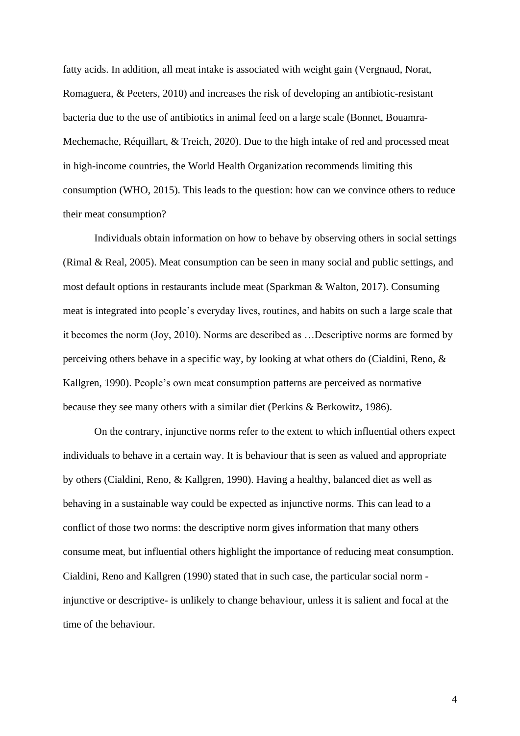fatty acids. In addition, all meat intake is associated with weight gain (Vergnaud, Norat, Romaguera, & Peeters, 2010) and increases the risk of developing an antibiotic-resistant bacteria due to the use of antibiotics in animal feed on a large scale (Bonnet, Bouamra-Mechemache, Réquillart, & Treich, 2020). Due to the high intake of red and processed meat in high-income countries, the World Health Organization recommends limiting this consumption (WHO, 2015). This leads to the question: how can we convince others to reduce their meat consumption?

Individuals obtain information on how to behave by observing others in social settings (Rimal & Real, 2005). Meat consumption can be seen in many social and public settings, and most default options in restaurants include meat (Sparkman & Walton, 2017). Consuming meat is integrated into people's everyday lives, routines, and habits on such a large scale that it becomes the norm (Joy, 2010). Norms are described as …Descriptive norms are formed by perceiving others behave in a specific way, by looking at what others do (Cialdini, Reno, & Kallgren, 1990). People's own meat consumption patterns are perceived as normative because they see many others with a similar diet (Perkins & Berkowitz, 1986).

On the contrary, injunctive norms refer to the extent to which influential others expect individuals to behave in a certain way. It is behaviour that is seen as valued and appropriate by others (Cialdini, Reno, & Kallgren, 1990). Having a healthy, balanced diet as well as behaving in a sustainable way could be expected as injunctive norms. This can lead to a conflict of those two norms: the descriptive norm gives information that many others consume meat, but influential others highlight the importance of reducing meat consumption. Cialdini, Reno and Kallgren (1990) stated that in such case, the particular social norm -injunctive or descriptive- is unlikely to change behaviour, unless it is salient and focal at the time of the behaviour.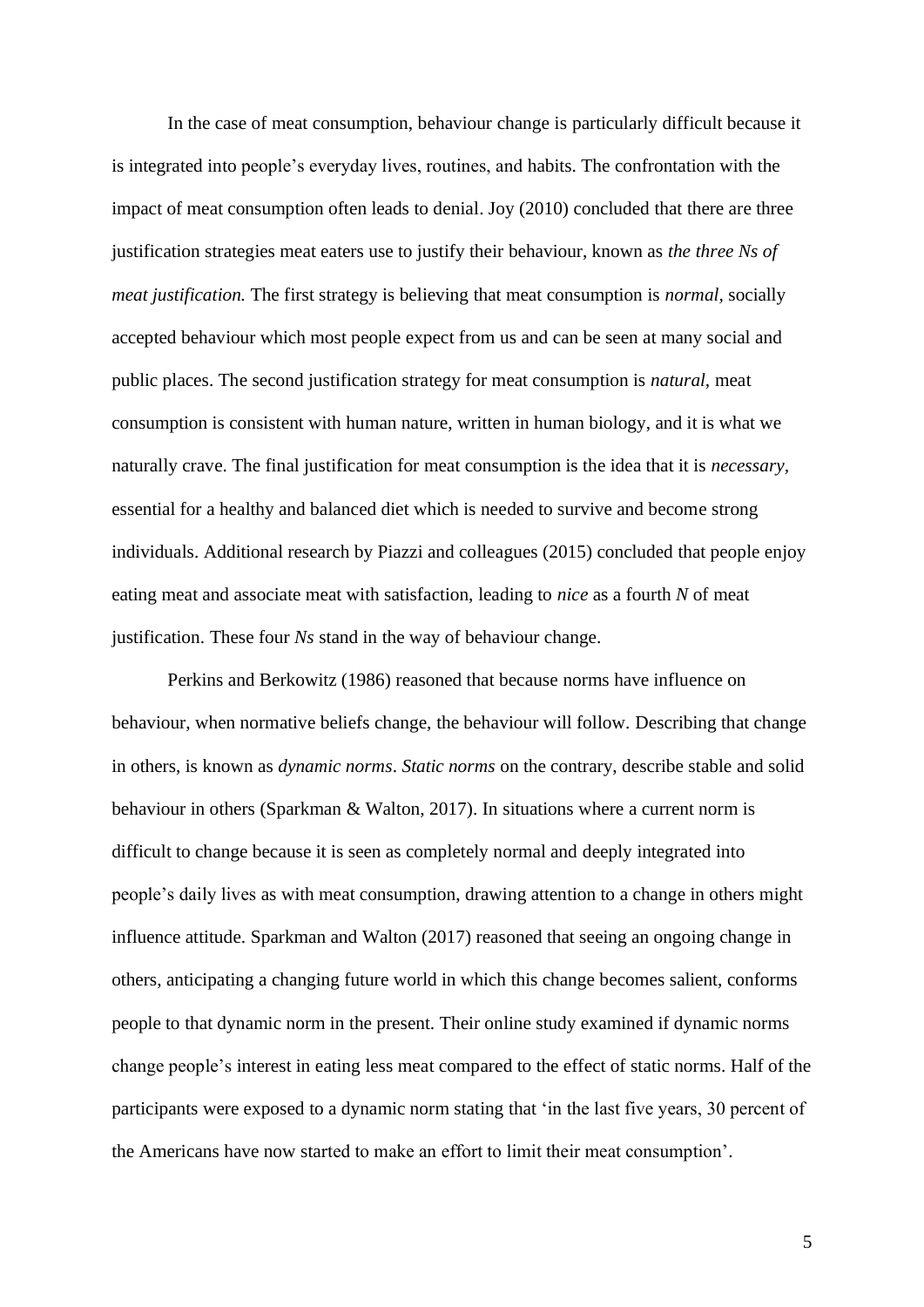In the case of meat consumption, behaviour change is particularly difficult because it is integrated into people's everyday lives, routines, and habits. The confrontation with the impact of meat consumption often leads to denial. Joy (2010) concluded that there are three justification strategies meat eaters use to justify their behaviour, known as *the three Ns of meat justification.* The first strategy is believing that meat consumption is *normal*, socially accepted behaviour which most people expect from us and can be seen at many social and public places. The second justification strategy for meat consumption is *natural*, meat consumption is consistent with human nature, written in human biology, and it is what we naturally crave. The final justification for meat consumption is the idea that it is *necessary*, essential for a healthy and balanced diet which is needed to survive and become strong individuals. Additional research by Piazzi and colleagues (2015) concluded that people enjoy eating meat and associate meat with satisfaction, leading to *nice* as a fourth *N* of meat justification. These four *Ns* stand in the way of behaviour change.

Perkins and Berkowitz (1986) reasoned that because norms have influence on behaviour, when normative beliefs change, the behaviour will follow. Describing that change in others, is known as *dynamic norms*. *Static norms* on the contrary, describe stable and solid behaviour in others (Sparkman & Walton, 2017). In situations where a current norm is difficult to change because it is seen as completely normal and deeply integrated into people's daily lives as with meat consumption, drawing attention to a change in others might influence attitude. Sparkman and Walton (2017) reasoned that seeing an ongoing change in others, anticipating a changing future world in which this change becomes salient, conforms people to that dynamic norm in the present. Their online study examined if dynamic norms change people's interest in eating less meat compared to the effect of static norms. Half of the participants were exposed to a dynamic norm stating that 'in the last five years, 30 percent of the Americans have now started to make an effort to limit their meat consumption'.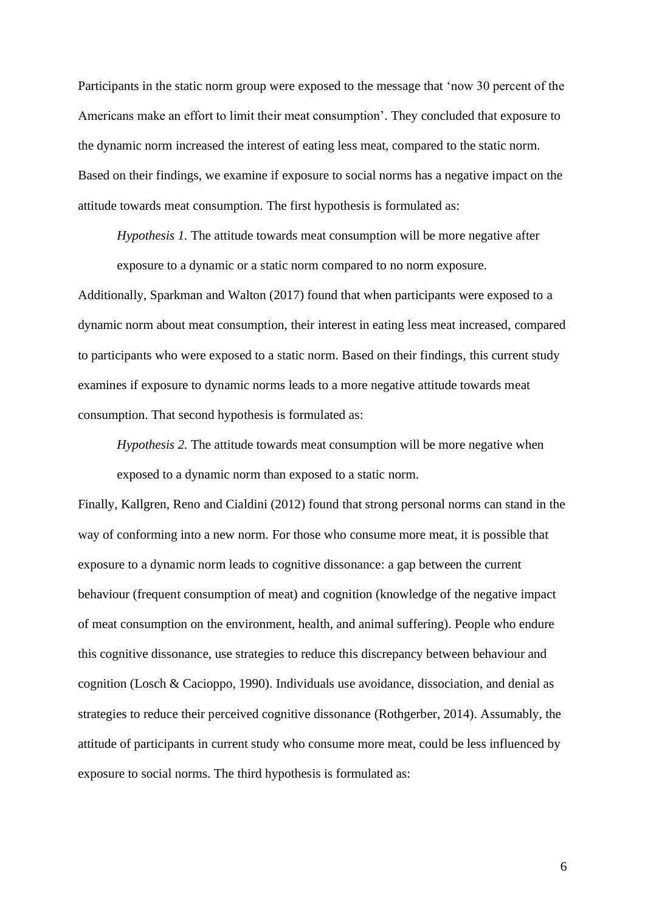Participants in the static norm group were exposed to the message that 'now 30 percent of the Americans make an effort to limit their meat consumption'. They concluded that exposure to the dynamic norm increased the interest of eating less meat, compared to the static norm. Based on their findings, we examine if exposure to social norms has a negative impact on the attitude towards meat consumption. The first hypothesis is formulated as:

> *Hypothesis 1.* The attitude towards meat consumption will be more negative after exposure to a dynamic or a static norm compared to no norm exposure.

Additionally, Sparkman and Walton (2017) found that when participants were exposed to a dynamic norm about meat consumption, their interest in eating less meat increased, compared to participants who were exposed to a static norm. Based on their findings, this current study examines if exposure to dynamic norms leads to a more negative attitude towards meat consumption. That second hypothesis is formulated as:

> *Hypothesis 2.* The attitude towards meat consumption will be more negative when exposed to a dynamic norm than exposed to a static norm.

Finally, Kallgren, Reno and Cialdini (2012) found that strong personal norms can stand in the way of conforming into a new norm. For those who consume more meat, it is possible that exposure to a dynamic norm leads to cognitive dissonance: a gap between the current behaviour (frequent consumption of meat) and cognition (knowledge of the negative impact of meat consumption on the environment, health, and animal suffering). People who endure this cognitive dissonance, use strategies to reduce this discrepancy between behaviour and cognition (Losch & Cacioppo, 1990). Individuals use avoidance, dissociation, and denial as strategies to reduce their perceived cognitive dissonance (Rothgerber, 2014). Assumably, the attitude of participants in current study who consume more meat, could be less influenced by exposure to social norms. The third hypothesis is formulated as: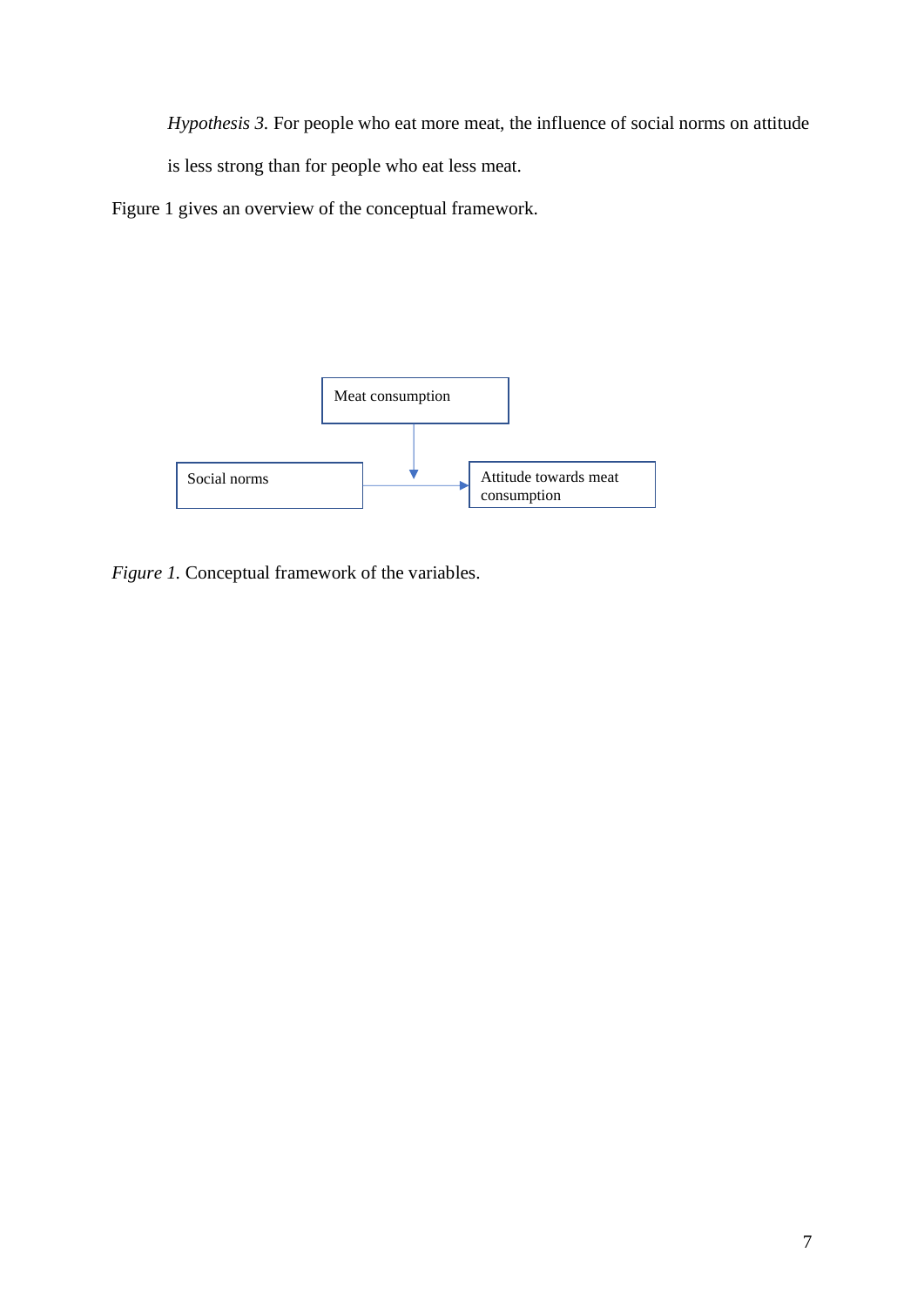*Hypothesis 3.* For people who eat more meat, the influence of social norms on attitude is less strong than for people who eat less meat.

Figure 1 gives an overview of the conceptual framework.

Meat consumption

Social norms

Attitude towards meat consumption

*Figure 1.* Conceptual framework of the variables.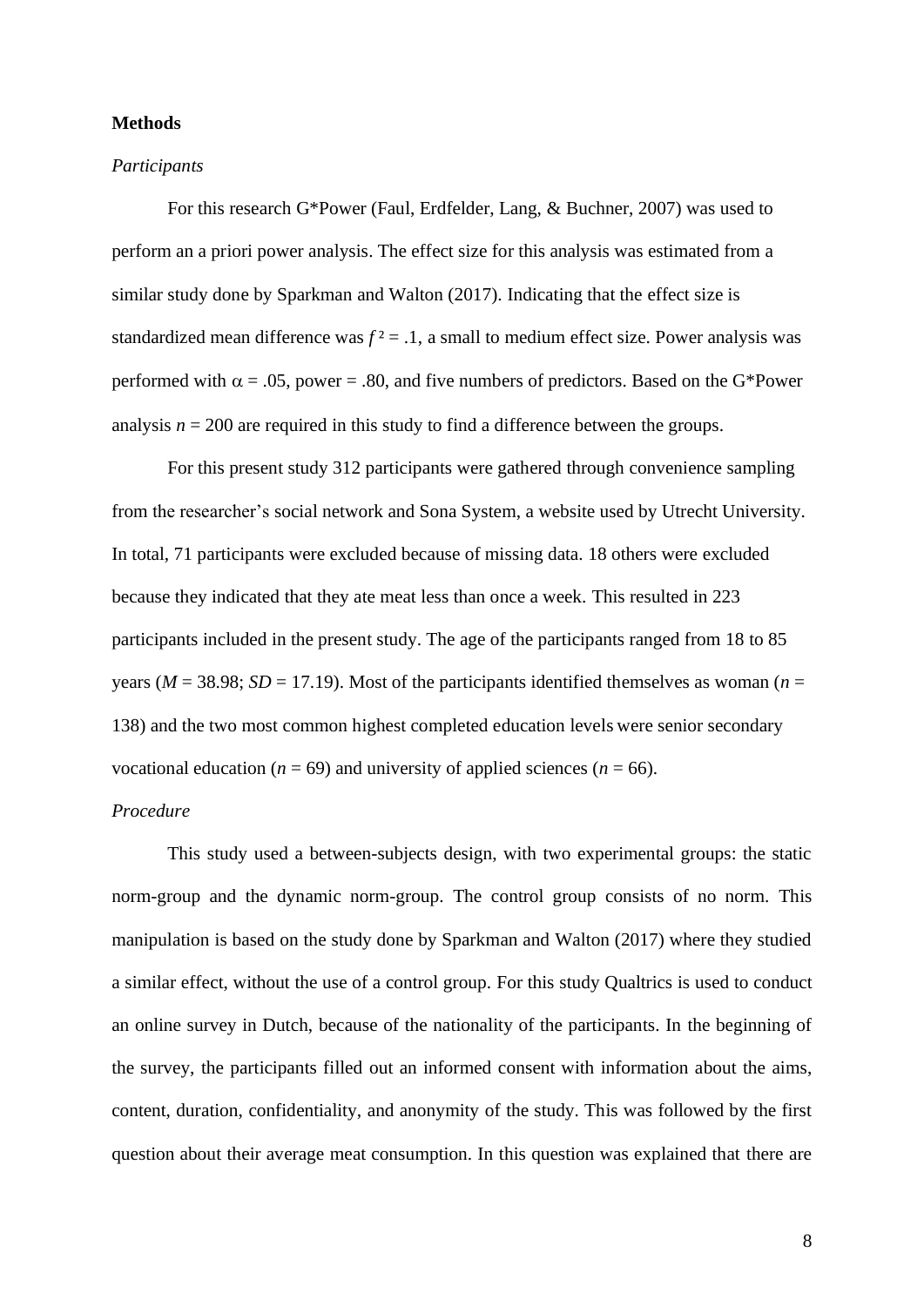## Methods

### *Participants*

For this research G*Power (Faul, Erdfelder, Lang, & Buchner, 2007) was used to perform an a priori power analysis. The effect size for this analysis was estimated from a similar study done by Sparkman and Walton (2017). Indicating that the effect size is standardized mean difference was $f^2 = .1$, a small to medium effect size. Power analysis was performed with $\alpha = .05$, power = .80, and five numbers of predictors. Based on the G*Power analysis $n = 200$ are required in this study to find a difference between the groups.

For this present study 312 participants were gathered through convenience sampling from the researcher's social network and Sona System, a website used by Utrecht University. In total, 71 participants were excluded because of missing data. 18 others were excluded because they indicated that they ate meat less than once a week. This resulted in 223 participants included in the present study. The age of the participants ranged from 18 to 85 years ($M = 38.98$; $SD = 17.19$). Most of the participants identified themselves as woman ($n = 138$) and the two most common highest completed education levels were senior secondary vocational education ($n = 69$) and university of applied sciences ($n = 66$).

### *Procedure*

This study used a between-subjects design, with two experimental groups: the static norm-group and the dynamic norm-group. The control group consists of no norm. This manipulation is based on the study done by Sparkman and Walton (2017) where they studied a similar effect, without the use of a control group. For this study Qualtrics is used to conduct an online survey in Dutch, because of the nationality of the participants. In the beginning of the survey, the participants filled out an informed consent with information about the aims, content, duration, confidentiality, and anonymity of the study. This was followed by the first question about their average meat consumption. In this question was explained that there are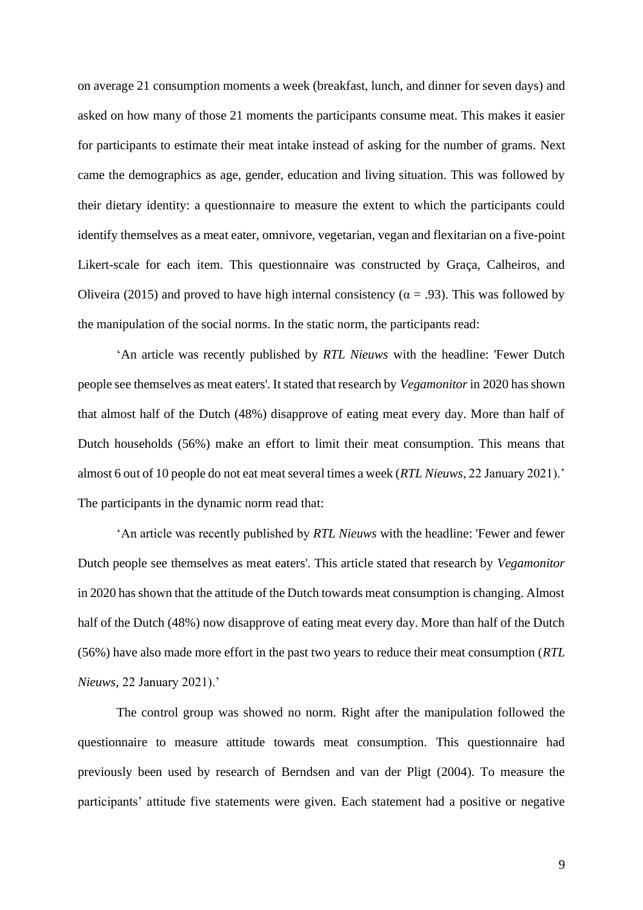on average 21 consumption moments a week (breakfast, lunch, and dinner for seven days) and asked on how many of those 21 moments the participants consume meat. This makes it easier for participants to estimate their meat intake instead of asking for the number of grams. Next came the demographics as age, gender, education and living situation. This was followed by their dietary identity: a questionnaire to measure the extent to which the participants could identify themselves as a meat eater, omnivore, vegetarian, vegan and flexitarian on a five-point Likert-scale for each item. This questionnaire was constructed by Graça, Calheiros, and Oliveira (2015) and proved to have high internal consistency ($\alpha$ = .93). This was followed by the manipulation of the social norms. In the static norm, the participants read:

'An article was recently published by *RTL Nieuws* with the headline: 'Fewer Dutch people see themselves as meat eaters'. It stated that research by *Vegamonitor* in 2020 has shown that almost half of the Dutch (48%) disapprove of eating meat every day. More than half of Dutch households (56%) make an effort to limit their meat consumption. This means that almost 6 out of 10 people do not eat meat several times a week (*RTL Nieuws*, 22 January 2021).' The participants in the dynamic norm read that:

'An article was recently published by *RTL Nieuws* with the headline: 'Fewer and fewer Dutch people see themselves as meat eaters'. This article stated that research by *Vegamonitor* in 2020 has shown that the attitude of the Dutch towards meat consumption is changing. Almost half of the Dutch (48%) now disapprove of eating meat every day. More than half of the Dutch (56%) have also made more effort in the past two years to reduce their meat consumption (*RTL Nieuws*, 22 January 2021).'

The control group was showed no norm. Right after the manipulation followed the questionnaire to measure attitude towards meat consumption. This questionnaire had previously been used by research of Berndsen and van der Pligt (2004). To measure the participants' attitude five statements were given. Each statement had a positive or negative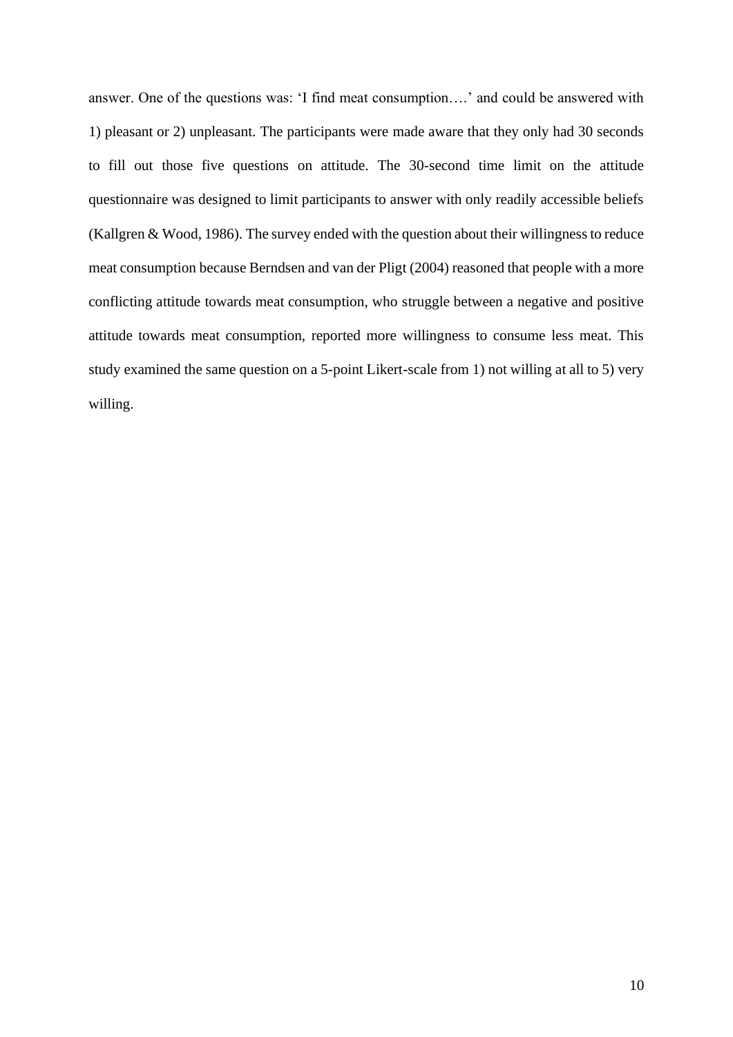answer. One of the questions was: 'I find meat consumption….' and could be answered with 1) pleasant or 2) unpleasant. The participants were made aware that they only had 30 seconds to fill out those five questions on attitude. The 30-second time limit on the attitude questionnaire was designed to limit participants to answer with only readily accessible beliefs (Kallgren & Wood, 1986). The survey ended with the question about their willingness to reduce meat consumption because Berndsen and van der Pligt (2004) reasoned that people with a more conflicting attitude towards meat consumption, who struggle between a negative and positive attitude towards meat consumption, reported more willingness to consume less meat. This study examined the same question on a 5-point Likert-scale from 1) not willing at all to 5) very willing.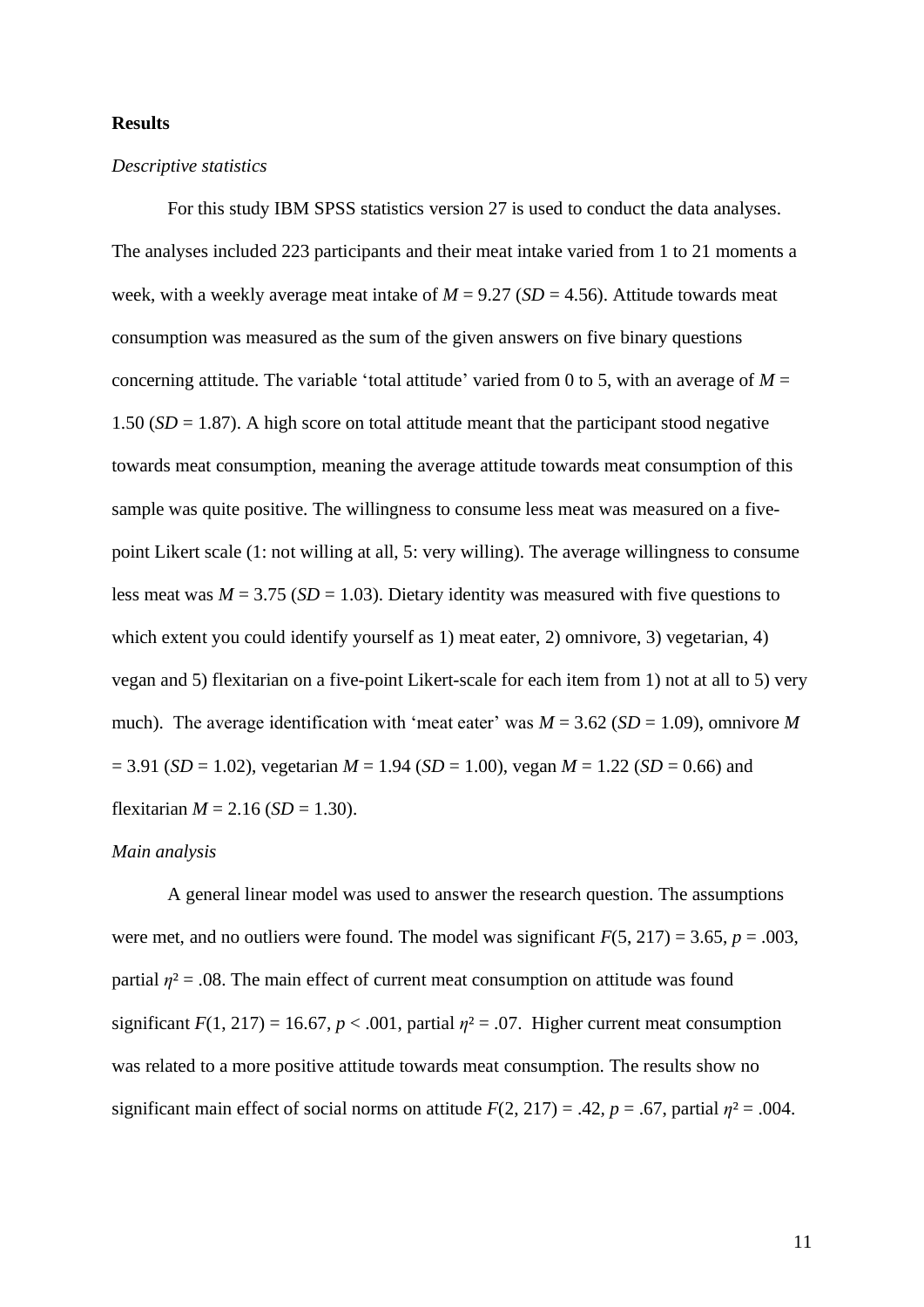**Results**

*Descriptive statistics*

For this study IBM SPSS statistics version 27 is used to conduct the data analyses. The analyses included 223 participants and their meat intake varied from 1 to 21 moments a week, with a weekly average meat intake of $M$ = 9.27 ($SD$ = 4.56). Attitude towards meat consumption was measured as the sum of the given answers on five binary questions concerning attitude. The variable 'total attitude' varied from 0 to 5, with an average of $M$ = 1.50 ($SD$ = 1.87). A high score on total attitude meant that the participant stood negative towards meat consumption, meaning the average attitude towards meat consumption of this sample was quite positive. The willingness to consume less meat was measured on a five-point Likert scale (1: not willing at all, 5: very willing). The average willingness to consume less meat was $M$ = 3.75 ($SD$ = 1.03). Dietary identity was measured with five questions to which extent you could identify yourself as 1) meat eater, 2) omnivore, 3) vegetarian, 4) vegan and 5) flexitarian on a five-point Likert-scale for each item from 1) not at all to 5) very much). The average identification with 'meat eater' was $M$ = 3.62 ($SD$ = 1.09), omnivore $M$ = 3.91 ($SD$ = 1.02), vegetarian $M$ = 1.94 ($SD$ = 1.00), vegan $M$ = 1.22 ($SD$ = 0.66) and flexitarian $M$ = 2.16 ($SD$ = 1.30).

*Main analysis*

A general linear model was used to answer the research question. The assumptions were met, and no outliers were found. The model was significant $F(5, 217) = 3.65$, $p = .003$, partial $\eta^2 = .08$. The main effect of current meat consumption on attitude was found significant $F(1, 217) = 16.67$, $p < .001$, partial $\eta^2 = .07$. Higher current meat consumption was related to a more positive attitude towards meat consumption. The results show no significant main effect of social norms on attitude $F(2, 217) = .42$, $p = .67$, partial $\eta^2 = .004$.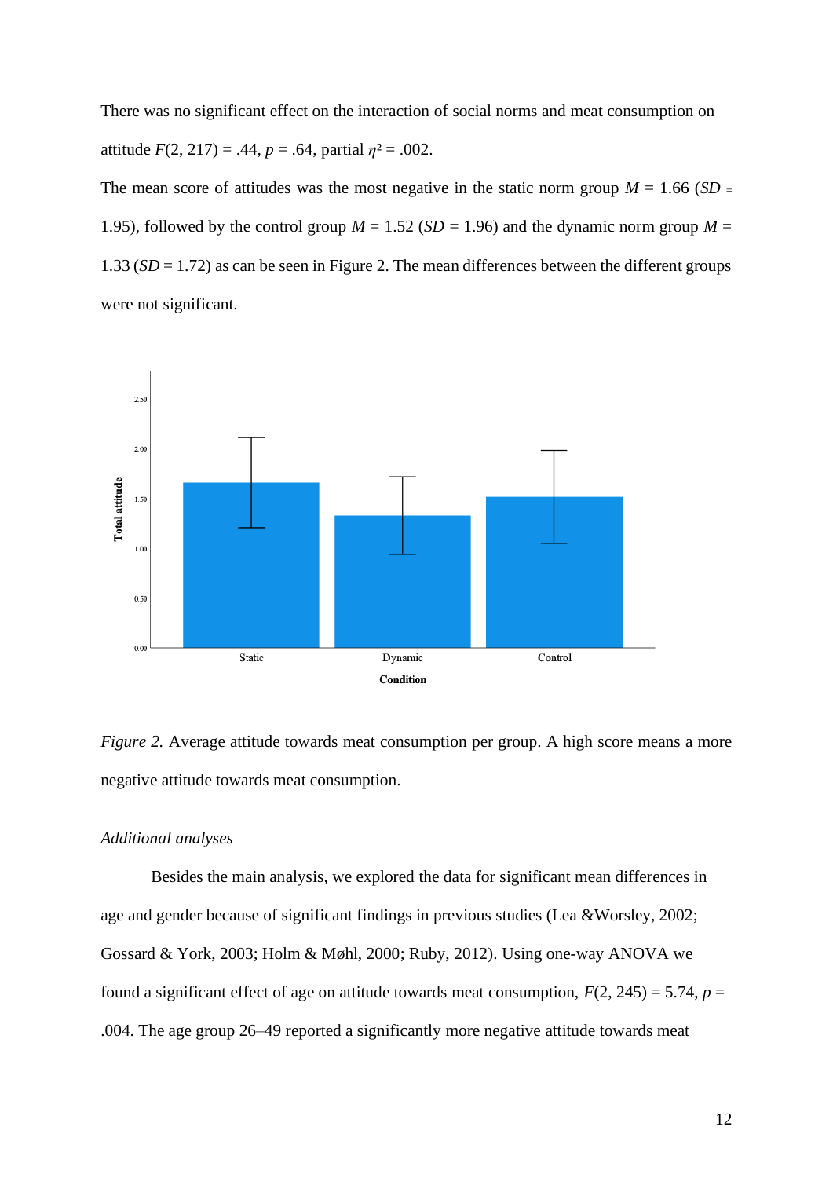There was no significant effect on the interaction of social norms and meat consumption on attitude $F(2, 217) = .44$, $p = .64$, partial $\eta^2 = .002$.

The mean score of attitudes was the most negative in the static norm group $M = 1.66$ ($SD = 1.95$), followed by the control group $M = 1.52$ ($SD = 1.96$) and the dynamic norm group $M = 1.33$ ($SD = 1.72$) as can be seen in Figure 2. The mean differences between the different groups were not significant.

2.50
2.00
1.50
1.00
0.50
0.00
Total attitude
Static
Dynamic
Control
Condition

*Figure 2.* Average attitude towards meat consumption per group. A high score means a more negative attitude towards meat consumption.

*Additional analyses*

Besides the main analysis, we explored the data for significant mean differences in age and gender because of significant findings in previous studies (Lea &Worsley, 2002; Gossard & York, 2003; Holm & Møhl, 2000; Ruby, 2012). Using one-way ANOVA we found a significant effect of age on attitude towards meat consumption, $F(2, 245) = 5.74$, $p = .004$. The age group 26–49 reported a significantly more negative attitude towards meat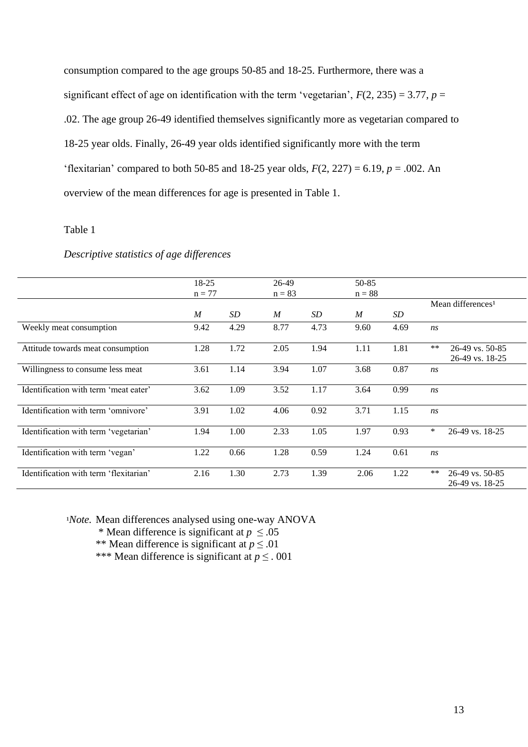consumption compared to the age groups 50-85 and 18-25. Furthermore, there was a significant effect of age on identification with the term 'vegetarian', $F(2, 235) = 3.77$, $p = .02$. The age group 26-49 identified themselves significantly more as vegetarian compared to 18-25 year olds. Finally, 26-49 year olds identified significantly more with the term 'flexitarian' compared to both 50-85 and 18-25 year olds, $F(2, 227) = 6.19$, $p = .002$. An overview of the mean differences for age is presented in Table 1.

Table 1

*Descriptive statistics of age differences*

| | 18-25 n = 77 | | 26-49 n = 83 | | 50-85 n = 88 | | Mean differences[1] | |
|---|---|---|---|---|---|---|---|---|
| | *M* | *SD* | *M* | *SD* | *M* | *SD* | | |
| Weekly meat consumption | 9.42 | 4.29 | 8.77 | 4.73 | 9.60 | 4.69 | *ns* | |
| Attitude towards meat consumption | 1.28 | 1.72 | 2.05 | 1.94 | 1.11 | 1.81 | ** | 26-49 vs. 50-85<br>26-49 vs. 18-25 |
| Willingness to consume less meat | 3.61 | 1.14 | 3.94 | 1.07 | 3.68 | 0.87 | *ns* | |
| Identification with term 'meat eater' | 3.62 | 1.09 | 3.52 | 1.17 | 3.64 | 0.99 | *ns* | |
| Identification with term 'omnivore' | 3.91 | 1.02 | 4.06 | 0.92 | 3.71 | 1.15 | *ns* | |
| Identification with term 'vegetarian' | 1.94 | 1.00 | 2.33 | 1.05 | 1.97 | 0.93 | * | 26-49 vs. 18-25 |
| Identification with term 'vegan' | 1.22 | 0.66 | 1.28 | 0.59 | 1.24 | 0.61 | *ns* | |
| Identification with term 'flexitarian' | 2.16 | 1.30 | 2.73 | 1.39 | 2.06 | 1.22 | ** | 26-49 vs. 50-85<br>26-49 vs. 18-25 |

[1]*Note.* Mean differences analysed using one-way ANOVA
 * Mean difference is significant at $p \leq .05$
 ** Mean difference is significant at $p \leq .01$
 *** Mean difference is significant at $p \leq .001$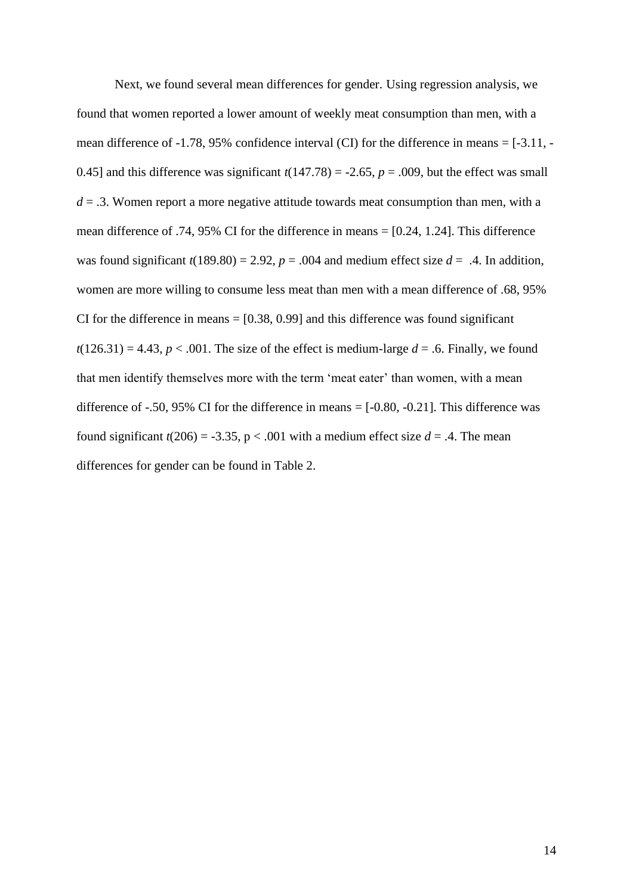Next, we found several mean differences for gender. Using regression analysis, we found that women reported a lower amount of weekly meat consumption than men, with a mean difference of -1.78, 95% confidence interval (CI) for the difference in means = [-3.11, -0.45] and this difference was significant $t(147.78) = -2.65$, $p = .009$, but the effect was small $d = .3$. Women report a more negative attitude towards meat consumption than men, with a mean difference of .74, 95% CI for the difference in means = [0.24, 1.24]. This difference was found significant $t(189.80) = 2.92$, $p = .004$ and medium effect size $d = .4$. In addition, women are more willing to consume less meat than men with a mean difference of .68, 95% CI for the difference in means = [0.38, 0.99] and this difference was found significant $t(126.31) = 4.43$, $p < .001$. The size of the effect is medium-large $d = .6$. Finally, we found that men identify themselves more with the term 'meat eater' than women, with a mean difference of -.50, 95% CI for the difference in means = [-0.80, -0.21]. This difference was found significant $t(206) = -3.35$, $p < .001$ with a medium effect size $d = .4$. The mean differences for gender can be found in Table 2.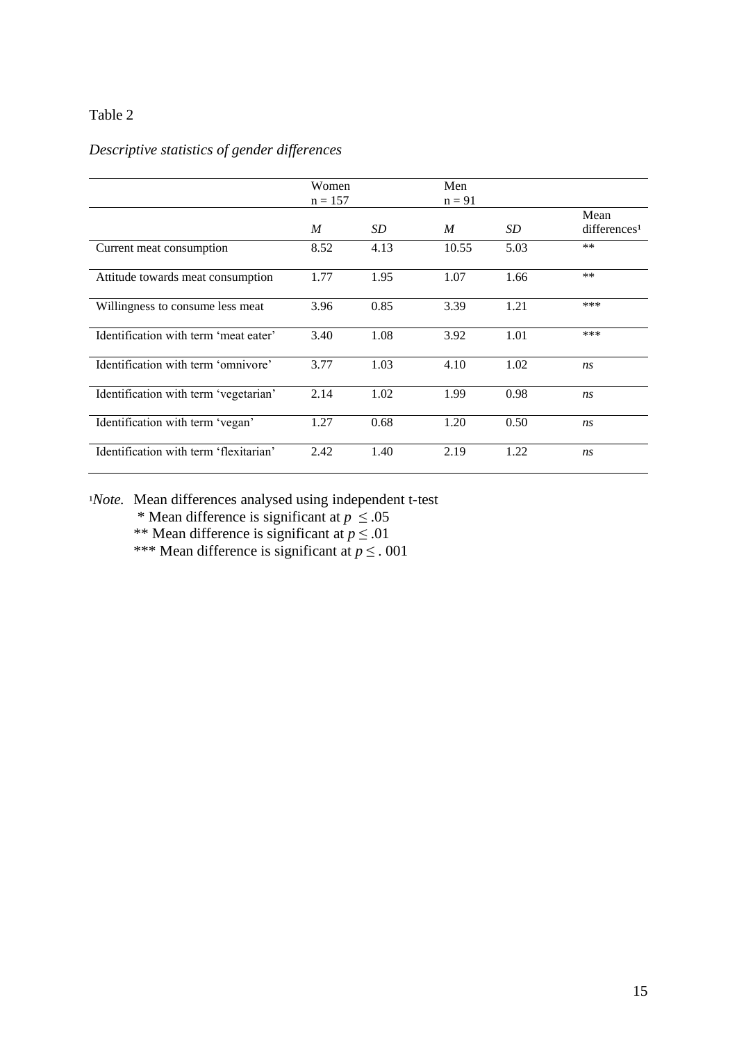Table 2

*Descriptive statistics of gender differences*

| | Women<br>n = 157 | | Men<br>n = 91 | | |
|---|---|---|---|---|---|
| | *M* | *SD* | *M* | *SD* | Mean differences[1] |
| Current meat consumption | 8.52 | 4.13 | 10.55 | 5.03 | ** |
| Attitude towards meat consumption | 1.77 | 1.95 | 1.07 | 1.66 | ** |
| Willingness to consume less meat | 3.96 | 0.85 | 3.39 | 1.21 | *** |
| Identification with term 'meat eater' | 3.40 | 1.08 | 3.92 | 1.01 | *** |
| Identification with term 'omnivore' | 3.77 | 1.03 | 4.10 | 1.02 | *ns* |
| Identification with term 'vegetarian' | 2.14 | 1.02 | 1.99 | 0.98 | *ns* |
| Identification with term 'vegan' | 1.27 | 0.68 | 1.20 | 0.50 | *ns* |
| Identification with term 'flexitarian' | 2.42 | 1.40 | 2.19 | 1.22 | *ns* |

[1]*Note.* Mean differences analysed using independent t-test

\* Mean difference is significant at $p \leq .05$

** Mean difference is significant at $p \leq .01$

*** Mean difference is significant at $p \leq .001$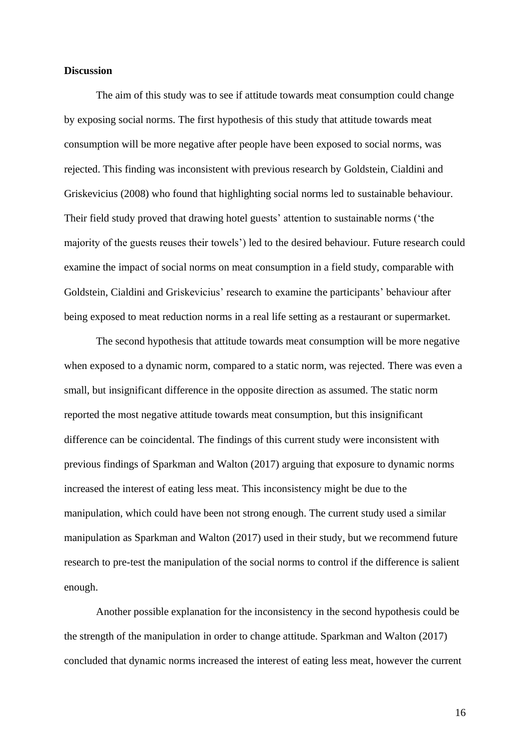**Discussion**

The aim of this study was to see if attitude towards meat consumption could change by exposing social norms. The first hypothesis of this study that attitude towards meat consumption will be more negative after people have been exposed to social norms, was rejected. This finding was inconsistent with previous research by Goldstein, Cialdini and Griskevicius (2008) who found that highlighting social norms led to sustainable behaviour. Their field study proved that drawing hotel guests' attention to sustainable norms ('the majority of the guests reuses their towels') led to the desired behaviour. Future research could examine the impact of social norms on meat consumption in a field study, comparable with Goldstein, Cialdini and Griskevicius' research to examine the participants' behaviour after being exposed to meat reduction norms in a real life setting as a restaurant or supermarket.

The second hypothesis that attitude towards meat consumption will be more negative when exposed to a dynamic norm, compared to a static norm, was rejected. There was even a small, but insignificant difference in the opposite direction as assumed. The static norm reported the most negative attitude towards meat consumption, but this insignificant difference can be coincidental. The findings of this current study were inconsistent with previous findings of Sparkman and Walton (2017) arguing that exposure to dynamic norms increased the interest of eating less meat. This inconsistency might be due to the manipulation, which could have been not strong enough. The current study used a similar manipulation as Sparkman and Walton (2017) used in their study, but we recommend future research to pre-test the manipulation of the social norms to control if the difference is salient enough.

Another possible explanation for the inconsistency in the second hypothesis could be the strength of the manipulation in order to change attitude. Sparkman and Walton (2017) concluded that dynamic norms increased the interest of eating less meat, however the current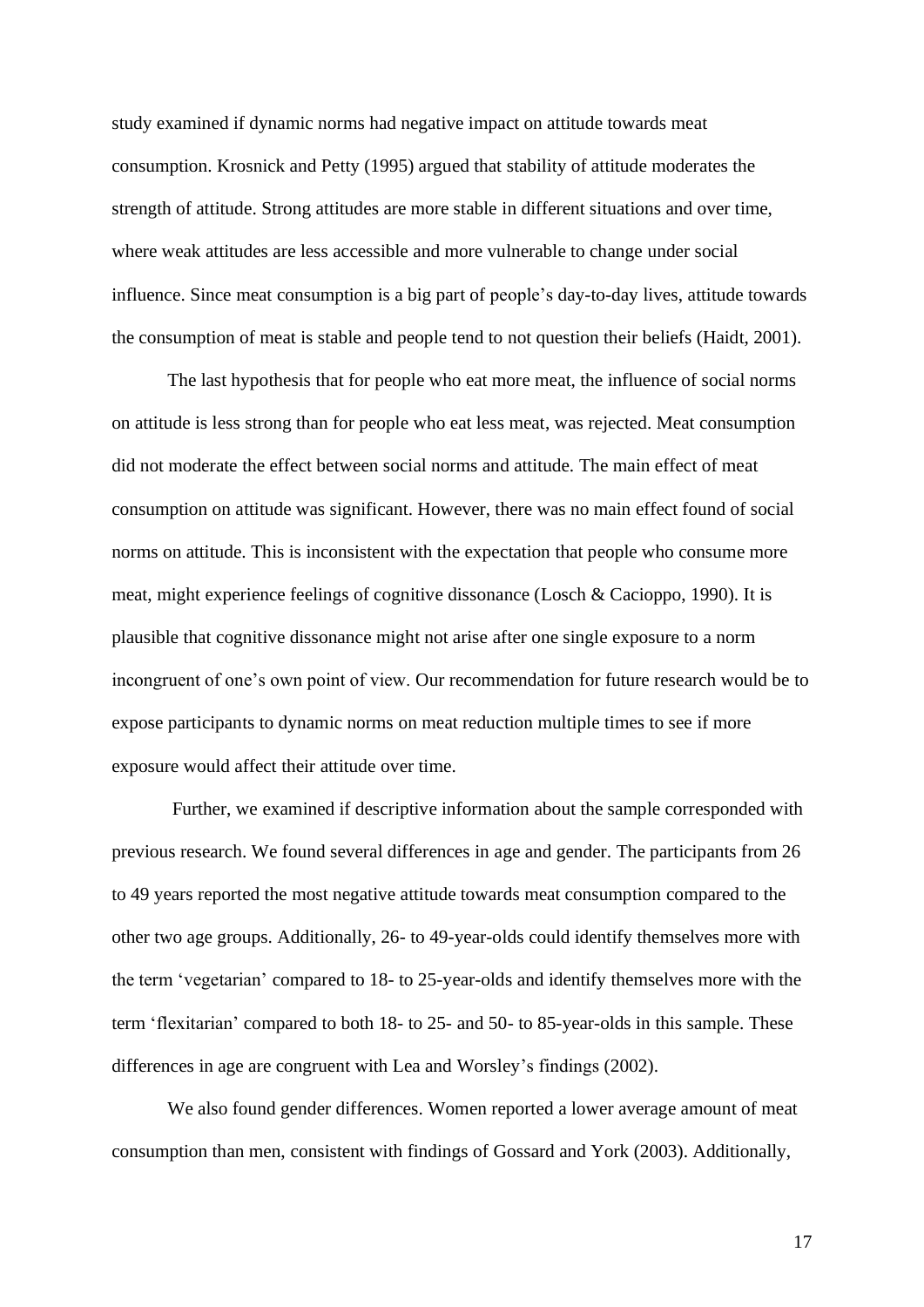study examined if dynamic norms had negative impact on attitude towards meat consumption. Krosnick and Petty (1995) argued that stability of attitude moderates the strength of attitude. Strong attitudes are more stable in different situations and over time, where weak attitudes are less accessible and more vulnerable to change under social influence. Since meat consumption is a big part of people's day-to-day lives, attitude towards the consumption of meat is stable and people tend to not question their beliefs (Haidt, 2001).

The last hypothesis that for people who eat more meat, the influence of social norms on attitude is less strong than for people who eat less meat, was rejected. Meat consumption did not moderate the effect between social norms and attitude. The main effect of meat consumption on attitude was significant. However, there was no main effect found of social norms on attitude. This is inconsistent with the expectation that people who consume more meat, might experience feelings of cognitive dissonance (Losch & Cacioppo, 1990). It is plausible that cognitive dissonance might not arise after one single exposure to a norm incongruent of one's own point of view. Our recommendation for future research would be to expose participants to dynamic norms on meat reduction multiple times to see if more exposure would affect their attitude over time.

Further, we examined if descriptive information about the sample corresponded with previous research. We found several differences in age and gender. The participants from 26 to 49 years reported the most negative attitude towards meat consumption compared to the other two age groups. Additionally, 26- to 49-year-olds could identify themselves more with the term 'vegetarian' compared to 18- to 25-year-olds and identify themselves more with the term 'flexitarian' compared to both 18- to 25- and 50- to 85-year-olds in this sample. These differences in age are congruent with Lea and Worsley's findings (2002).

We also found gender differences. Women reported a lower average amount of meat consumption than men, consistent with findings of Gossard and York (2003). Additionally,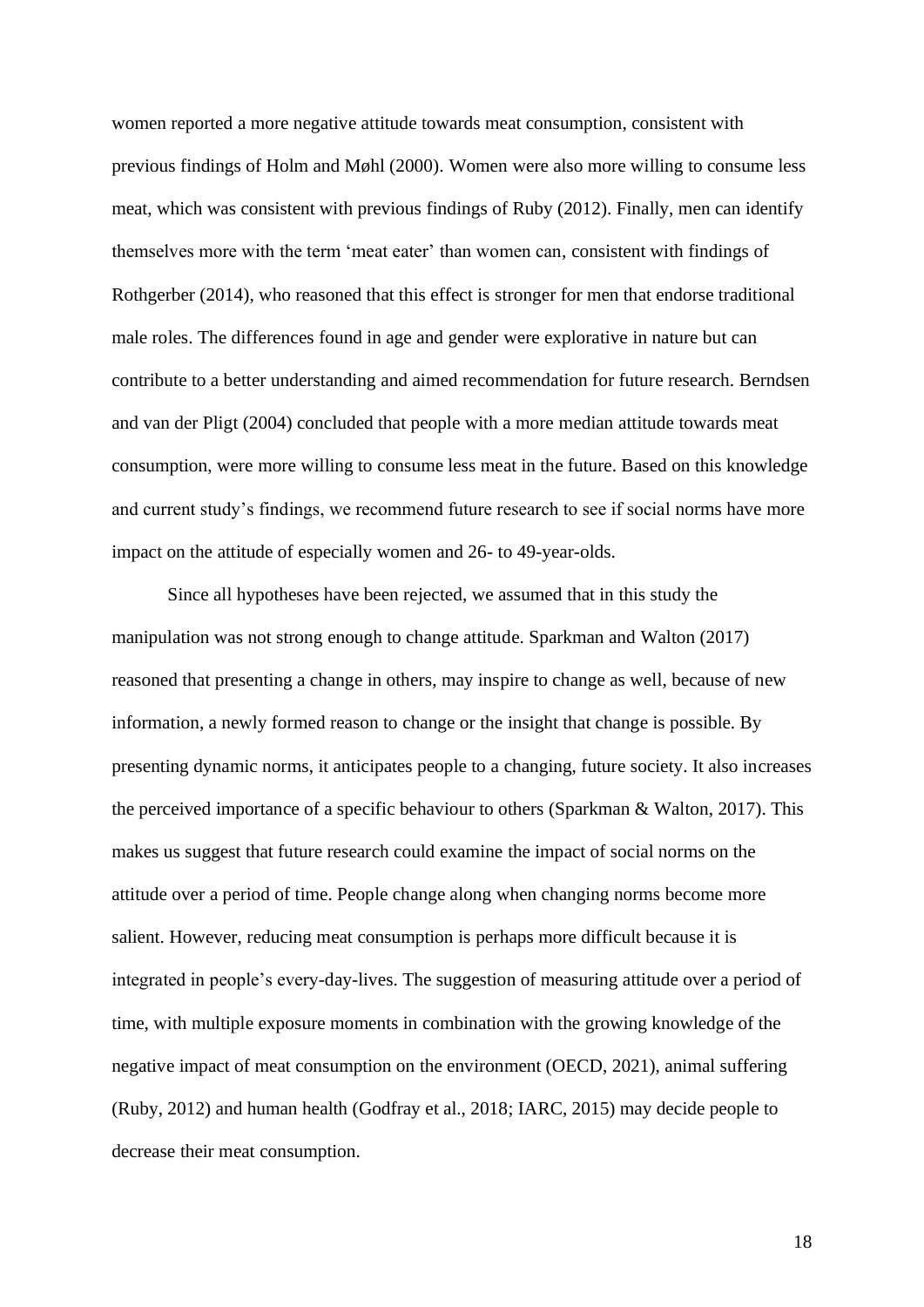women reported a more negative attitude towards meat consumption, consistent with previous findings of Holm and Møhl (2000). Women were also more willing to consume less meat, which was consistent with previous findings of Ruby (2012). Finally, men can identify themselves more with the term 'meat eater' than women can, consistent with findings of Rothgerber (2014), who reasoned that this effect is stronger for men that endorse traditional male roles. The differences found in age and gender were explorative in nature but can contribute to a better understanding and aimed recommendation for future research. Berndsen and van der Pligt (2004) concluded that people with a more median attitude towards meat consumption, were more willing to consume less meat in the future. Based on this knowledge and current study's findings, we recommend future research to see if social norms have more impact on the attitude of especially women and 26- to 49-year-olds.

Since all hypotheses have been rejected, we assumed that in this study the manipulation was not strong enough to change attitude. Sparkman and Walton (2017) reasoned that presenting a change in others, may inspire to change as well, because of new information, a newly formed reason to change or the insight that change is possible. By presenting dynamic norms, it anticipates people to a changing, future society. It also increases the perceived importance of a specific behaviour to others (Sparkman & Walton, 2017). This makes us suggest that future research could examine the impact of social norms on the attitude over a period of time. People change along when changing norms become more salient. However, reducing meat consumption is perhaps more difficult because it is integrated in people's every-day-lives. The suggestion of measuring attitude over a period of time, with multiple exposure moments in combination with the growing knowledge of the negative impact of meat consumption on the environment (OECD, 2021), animal suffering (Ruby, 2012) and human health (Godfray et al., 2018; IARC, 2015) may decide people to decrease their meat consumption.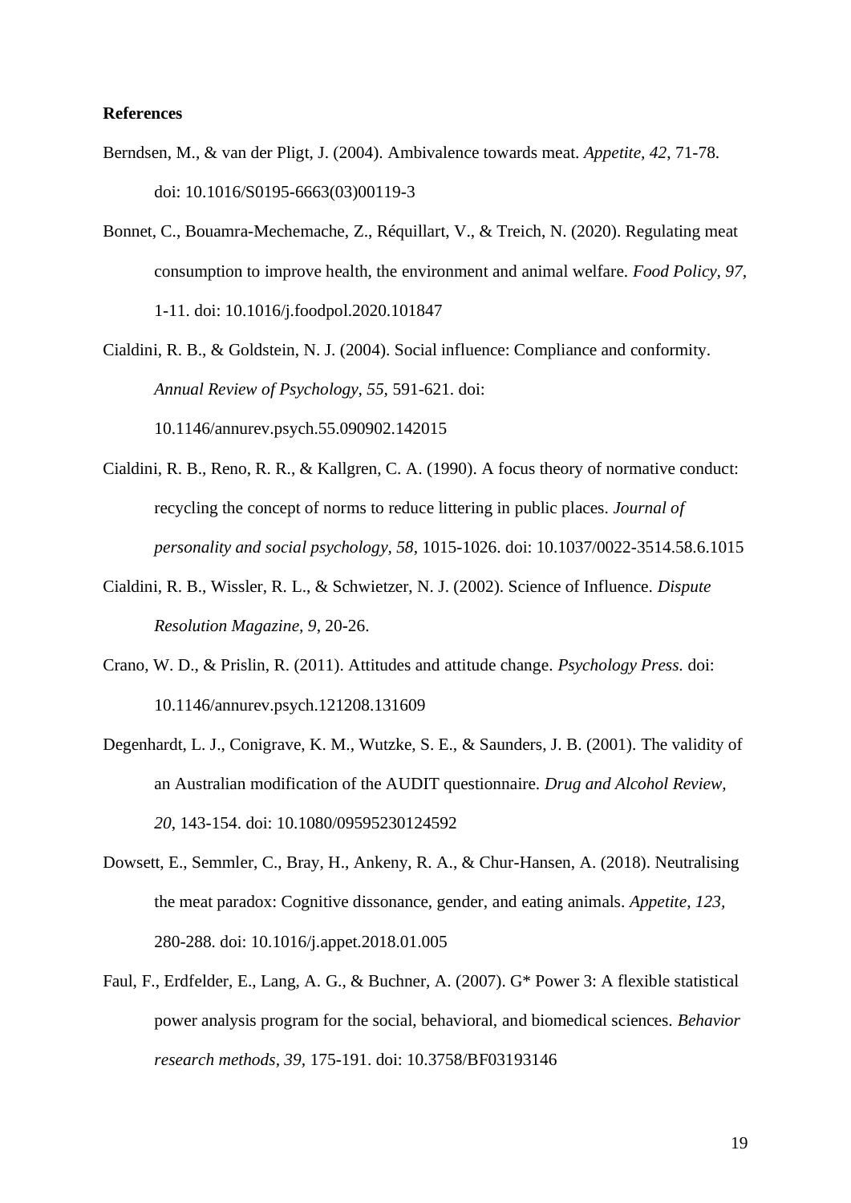**References**

Berndsen, M., & van der Pligt, J. (2004). Ambivalence towards meat. *Appetite, 42*, 71-78. doi: 10.1016/S0195-6663(03)00119-3

Bonnet, C., Bouamra-Mechemache, Z., Réquillart, V., & Treich, N. (2020). Regulating meat consumption to improve health, the environment and animal welfare. *Food Policy, 97*, 1-11. doi: 10.1016/j.foodpol.2020.101847

Cialdini, R. B., & Goldstein, N. J. (2004). Social influence: Compliance and conformity. *Annual Review of Psychology, 55*, 591-621. doi: 10.1146/annurev.psych.55.090902.142015

Cialdini, R. B., Reno, R. R., & Kallgren, C. A. (1990). A focus theory of normative conduct: recycling the concept of norms to reduce littering in public places. *Journal of personality and social psychology, 58*, 1015-1026. doi: 10.1037/0022-3514.58.6.1015

Cialdini, R. B., Wissler, R. L., & Schwietzer, N. J. (2002). Science of Influence. *Dispute Resolution Magazine, 9*, 20-26.

Crano, W. D., & Prislin, R. (2011). Attitudes and attitude change. *Psychology Press.* doi: 10.1146/annurev.psych.121208.131609

Degenhardt, L. J., Conigrave, K. M., Wutzke, S. E., & Saunders, J. B. (2001). The validity of an Australian modification of the AUDIT questionnaire. *Drug and Alcohol Review, 20*, 143-154. doi: 10.1080/09595230124592

Dowsett, E., Semmler, C., Bray, H., Ankeny, R. A., & Chur-Hansen, A. (2018). Neutralising the meat paradox: Cognitive dissonance, gender, and eating animals. *Appetite, 123*, 280-288. doi: 10.1016/j.appet.2018.01.005

Faul, F., Erdfelder, E., Lang, A. G., & Buchner, A. (2007). G* Power 3: A flexible statistical power analysis program for the social, behavioral, and biomedical sciences. *Behavior research methods, 39*, 175-191. doi: 10.3758/BF03193146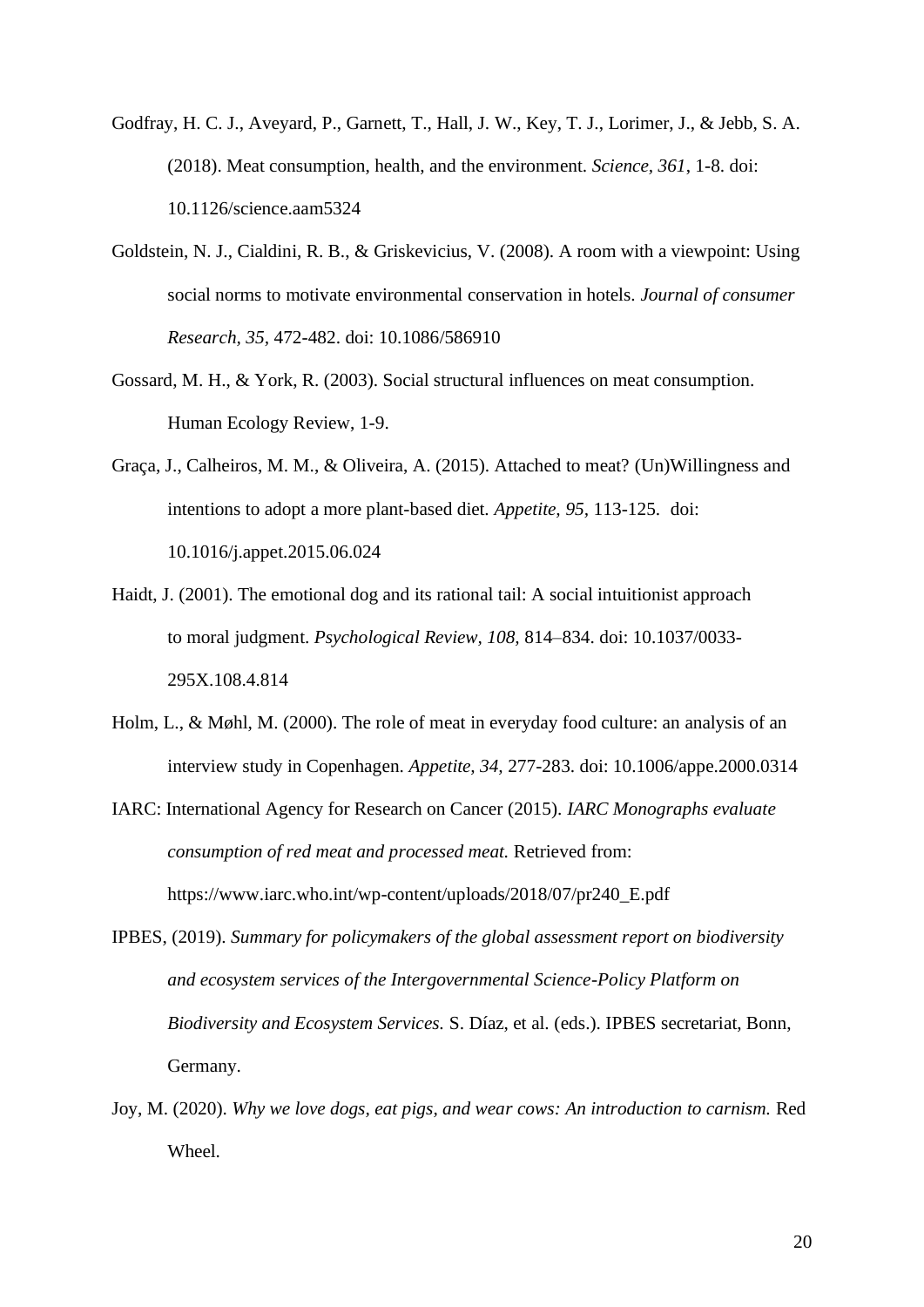Godfray, H. C. J., Aveyard, P., Garnett, T., Hall, J. W., Key, T. J., Lorimer, J., & Jebb, S. A. (2018). Meat consumption, health, and the environment. *Science, 361*, 1-8. doi: 10.1126/science.aam5324

Goldstein, N. J., Cialdini, R. B., & Griskevicius, V. (2008). A room with a viewpoint: Using social norms to motivate environmental conservation in hotels. *Journal of consumer Research, 35*, 472-482. doi: 10.1086/586910

Gossard, M. H., & York, R. (2003). Social structural influences on meat consumption. Human Ecology Review, 1-9.

Graça, J., Calheiros, M. M., & Oliveira, A. (2015). Attached to meat? (Un)Willingness and intentions to adopt a more plant-based diet. *Appetite, 95*, 113-125. doi: 10.1016/j.appet.2015.06.024

Haidt, J. (2001). The emotional dog and its rational tail: A social intuitionist approach to moral judgment. *Psychological Review, 108,* 814–834. doi: 10.1037/0033-295X.108.4.814

Holm, L., & Møhl, M. (2000). The role of meat in everyday food culture: an analysis of an interview study in Copenhagen. *Appetite, 34,* 277-283. doi: 10.1006/appe.2000.0314

IARC: International Agency for Research on Cancer (2015). *IARC Monographs evaluate consumption of red meat and processed meat.* Retrieved from: https://www.iarc.who.int/wp-content/uploads/2018/07/pr240_E.pdf

IPBES, (2019). *Summary for policymakers of the global assessment report on biodiversity and ecosystem services of the Intergovernmental Science-Policy Platform on Biodiversity and Ecosystem Services.* S. Díaz, et al. (eds.). IPBES secretariat, Bonn, Germany.

Joy, M. (2020). *Why we love dogs, eat pigs, and wear cows: An introduction to carnism.* Red Wheel.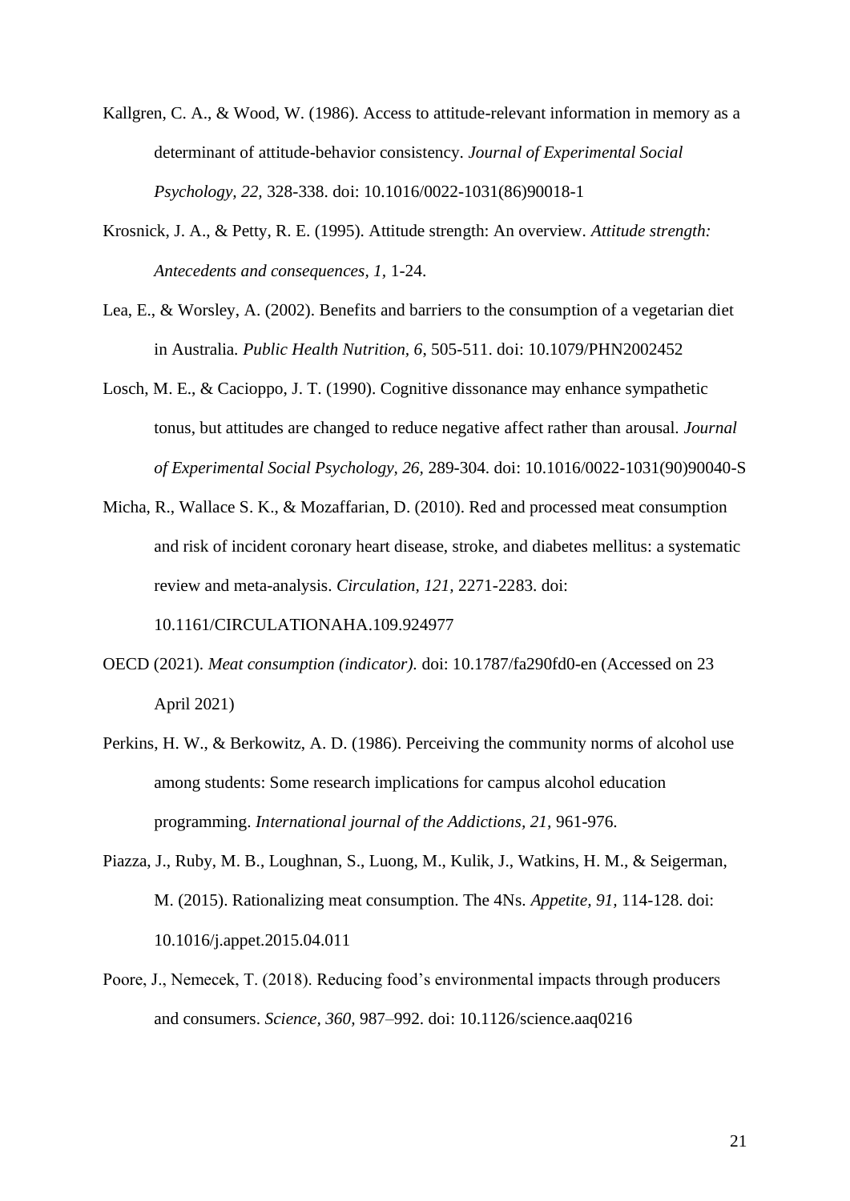Kallgren, C. A., & Wood, W. (1986). Access to attitude-relevant information in memory as a determinant of attitude-behavior consistency. *Journal of Experimental Social Psychology, 22,* 328-338. doi: 10.1016/0022-1031(86)90018-1

Krosnick, J. A., & Petty, R. E. (1995). Attitude strength: An overview. *Attitude strength: Antecedents and consequences, 1,* 1-24.

Lea, E., & Worsley, A. (2002). Benefits and barriers to the consumption of a vegetarian diet in Australia. *Public Health Nutrition, 6*, 505-511. doi: 10.1079/PHN2002452

Losch, M. E., & Cacioppo, J. T. (1990). Cognitive dissonance may enhance sympathetic tonus, but attitudes are changed to reduce negative affect rather than arousal. *Journal of Experimental Social Psychology, 26,* 289-304. doi: 10.1016/0022-1031(90)90040-S

Micha, R., Wallace S. K., & Mozaffarian, D. (2010). Red and processed meat consumption and risk of incident coronary heart disease, stroke, and diabetes mellitus: a systematic review and meta-analysis. *Circulation, 121,* 2271-2283. doi: 10.1161/CIRCULATIONAHA.109.924977

OECD (2021). *Meat consumption (indicator).* doi: 10.1787/fa290fd0-en (Accessed on 23 April 2021)

Perkins, H. W., & Berkowitz, A. D. (1986). Perceiving the community norms of alcohol use among students: Some research implications for campus alcohol education programming. *International journal of the Addictions, 21,* 961-976.

Piazza, J., Ruby, M. B., Loughnan, S., Luong, M., Kulik, J., Watkins, H. M., & Seigerman, M. (2015). Rationalizing meat consumption. The 4Ns. *Appetite, 91,* 114-128. doi: 10.1016/j.appet.2015.04.011

Poore, J., Nemecek, T. (2018). Reducing food's environmental impacts through producers and consumers. *Science, 360,* 987–992. doi: 10.1126/science.aaq0216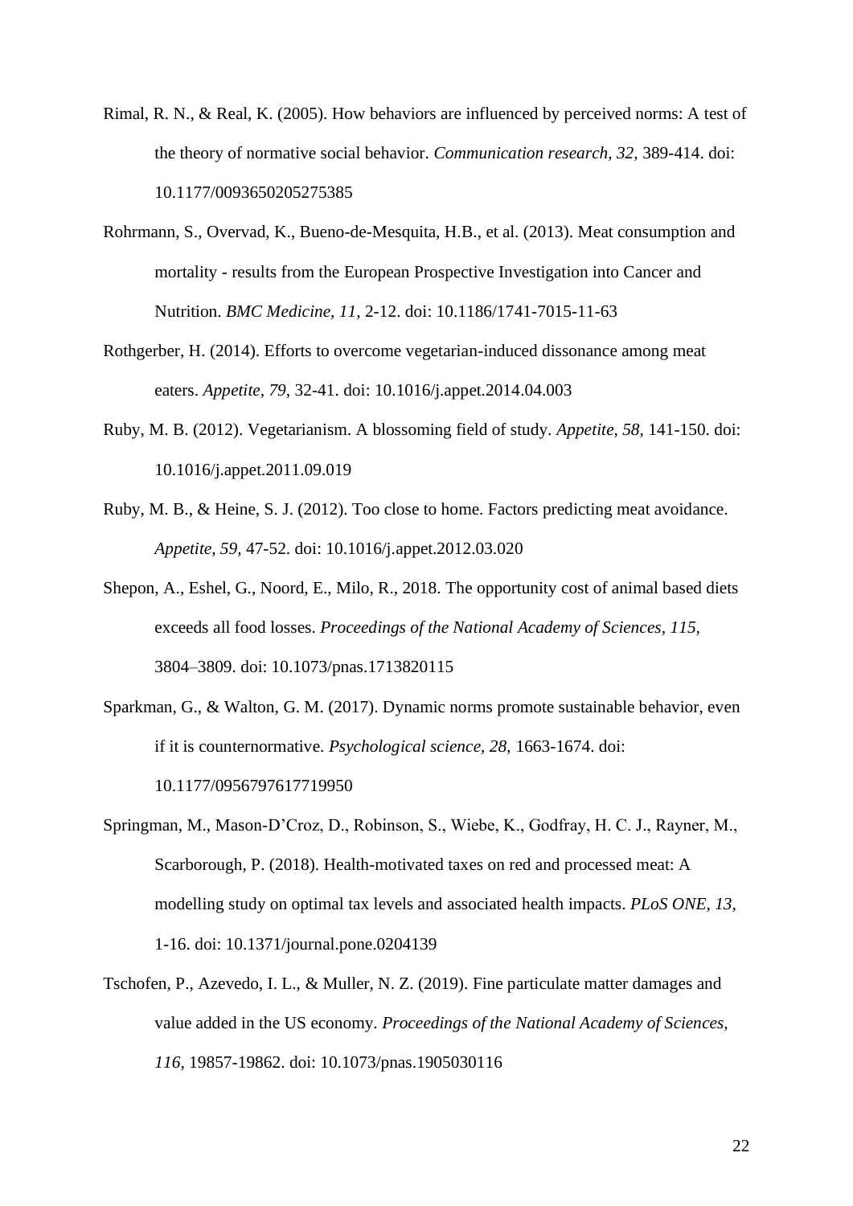Rimal, R. N., & Real, K. (2005). How behaviors are influenced by perceived norms: A test of the theory of normative social behavior. *Communication research, 32,* 389-414. doi: 10.1177/0093650205275385

Rohrmann, S., Overvad, K., Bueno-de-Mesquita, H.B., et al. (2013). Meat consumption and mortality - results from the European Prospective Investigation into Cancer and Nutrition. *BMC Medicine, 11*, 2-12. doi: 10.1186/1741-7015-11-63

Rothgerber, H. (2014). Efforts to overcome vegetarian-induced dissonance among meat eaters. *Appetite, 79,* 32-41. doi: 10.1016/j.appet.2014.04.003

Ruby, M. B. (2012). Vegetarianism. A blossoming field of study. *Appetite, 58*, 141-150. doi: 10.1016/j.appet.2011.09.019

Ruby, M. B., & Heine, S. J. (2012). Too close to home. Factors predicting meat avoidance. *Appetite, 59*, 47-52. doi: 10.1016/j.appet.2012.03.020

Shepon, A., Eshel, G., Noord, E., Milo, R., 2018. The opportunity cost of animal based diets exceeds all food losses. *Proceedings of the National Academy of Sciences, 115,* 3804–3809. doi: 10.1073/pnas.1713820115

Sparkman, G., & Walton, G. M. (2017). Dynamic norms promote sustainable behavior, even if it is counternormative. *Psychological science, 28*, 1663-1674. doi: 10.1177/0956797617719950

Springman, M., Mason-D'Croz, D., Robinson, S., Wiebe, K., Godfray, H. C. J., Rayner, M., Scarborough, P. (2018). Health-motivated taxes on red and processed meat: A modelling study on optimal tax levels and associated health impacts. *PLoS ONE, 13,* 1-16. doi: 10.1371/journal.pone.0204139

Tschofen, P., Azevedo, I. L., & Muller, N. Z. (2019). Fine particulate matter damages and value added in the US economy. *Proceedings of the National Academy of Sciences, 116*, 19857-19862. doi: 10.1073/pnas.1905030116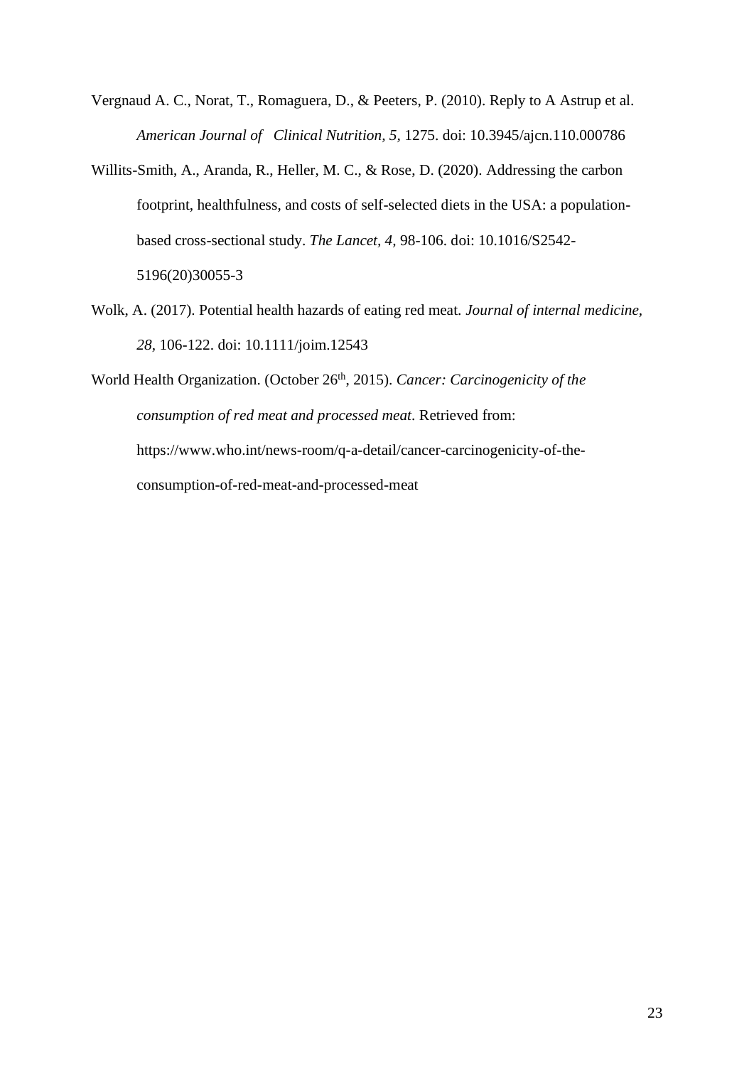Vergnaud A. C., Norat, T., Romaguera, D., & Peeters, P. (2010). Reply to A Astrup et al. *American Journal of Clinical Nutrition*, *5*, 1275. doi: 10.3945/ajcn.110.000786

Willits-Smith, A., Aranda, R., Heller, M. C., & Rose, D. (2020). Addressing the carbon footprint, healthfulness, and costs of self-selected diets in the USA: a population-based cross-sectional study. *The Lancet*, *4*, 98-106. doi: 10.1016/S2542-5196(20)30055-3

Wolk, A. (2017). Potential health hazards of eating red meat. *Journal of internal medicine*, *28*, 106-122. doi: 10.1111/joim.12543

World Health Organization. (October 26th, 2015). *Cancer: Carcinogenicity of the consumption of red meat and processed meat*. Retrieved from: https://www.who.int/news-room/q-a-detail/cancer-carcinogenicity-of-the-consumption-of-red-meat-and-processed-meat